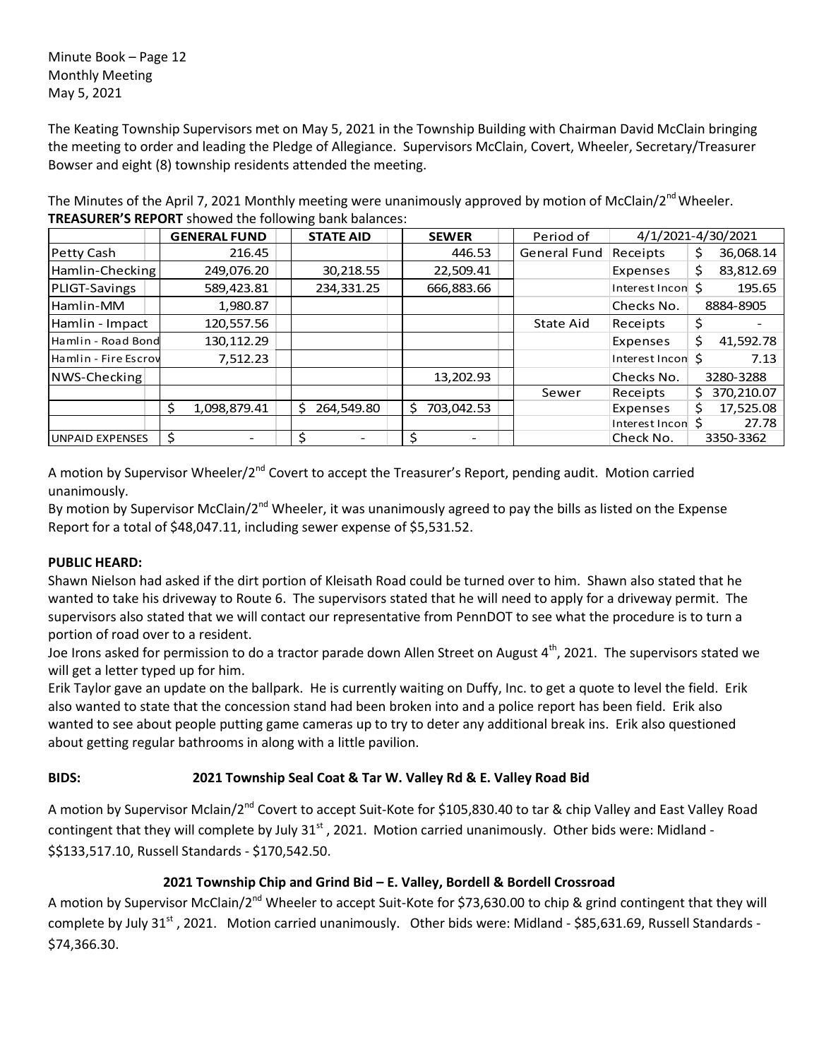Minute Book – Page 12
Monthly Meeting
May 5, 2021

The Keating Township Supervisors met on May 5, 2021 in the Township Building with Chairman David McClain bringing the meeting to order and leading the Pledge of Allegiance. Supervisors McClain, Covert, Wheeler, Secretary/Treasurer Bowser and eight (8) township residents attended the meeting.

The Minutes of the April 7, 2021 Monthly meeting were unanimously approved by motion of McClain/2nd Wheeler.

**TREASURER'S REPORT** showed the following bank balances:

| | GENERAL FUND | STATE AID | SEWER | Period of | 4/1/2021-4/30/2021 | |
|---|---|---|---|---|---|---|
| Petty Cash | 216.45 | | 446.53 | General Fund | Receipts | $ 36,068.14 |
| Hamlin-Checking | 249,076.20 | 30,218.55 | 22,509.41 | | Expenses | $ 83,812.69 |
| PLIGT-Savings | 589,423.81 | 234,331.25 | 666,883.66 | | Interest Incon | $ 195.65 |
| Hamlin-MM | 1,980.87 | | | | Checks No. | 8884-8905 |
| Hamlin - Impact | 120,557.56 | | | State Aid | Receipts | $ - |
| Hamlin - Road Bond | 130,112.29 | | | | Expenses | $ 41,592.78 |
| Hamlin - Fire Escrov | 7,512.23 | | | | Interest Incon | $ 7.13 |
| NWS-Checking | | | 13,202.93 | | Checks No. | 3280-3288 |
| | | | | Sewer | Receipts | $ 370,210.07 |
| | $ 1,098,879.41 | $ 264,549.80 | $ 703,042.53 | | Expenses | $ 17,525.08 |
| | | | | | Interest Incon | $ 27.78 |
| UNPAID EXPENSES | $ - | $ - | $ - | | Check No. | 3350-3362 |

A motion by Supervisor Wheeler/2nd Covert to accept the Treasurer's Report, pending audit. Motion carried unanimously.

By motion by Supervisor McClain/2nd Wheeler, it was unanimously agreed to pay the bills as listed on the Expense Report for a total of $48,047.11, including sewer expense of $5,531.52.

**PUBLIC HEARD:**

Shawn Nielson had asked if the dirt portion of Kleisath Road could be turned over to him. Shawn also stated that he wanted to take his driveway to Route 6. The supervisors stated that he will need to apply for a driveway permit. The supervisors also stated that we will contact our representative from PennDOT to see what the procedure is to turn a portion of road over to a resident.

Joe Irons asked for permission to do a tractor parade down Allen Street on August 4th, 2021. The supervisors stated we will get a letter typed up for him.

Erik Taylor gave an update on the ballpark. He is currently waiting on Duffy, Inc. to get a quote to level the field. Erik also wanted to state that the concession stand had been broken into and a police report has been field. Erik also wanted to see about people putting game cameras up to try to deter any additional break ins. Erik also questioned about getting regular bathrooms in along with a little pavilion.

**BIDS: 2021 Township Seal Coat & Tar W. Valley Rd & E. Valley Road Bid**

A motion by Supervisor Mclain/2nd Covert to accept Suit-Kote for $105,830.40 to tar & chip Valley and East Valley Road contingent that they will complete by July 31st, 2021. Motion carried unanimously. Other bids were: Midland - $$133,517.10, Russell Standards - $170,542.50.

**2021 Township Chip and Grind Bid – E. Valley, Bordell & Bordell Crossroad**

A motion by Supervisor McClain/2nd Wheeler to accept Suit-Kote for $73,630.00 to chip & grind contingent that they will complete by July 31st, 2021. Motion carried unanimously. Other bids were: Midland - $85,631.69, Russell Standards - $74,366.30.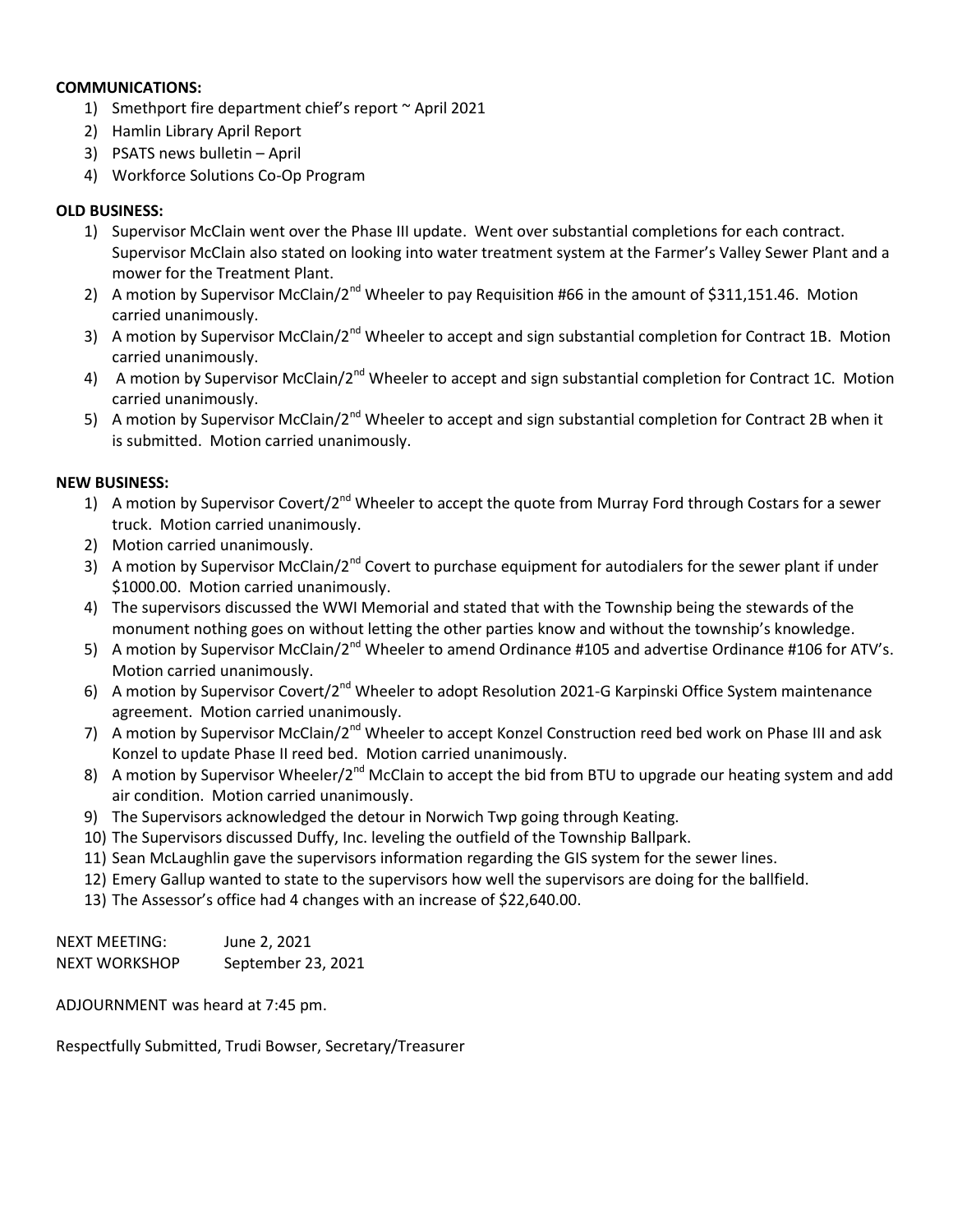**COMMUNICATIONS:**

1) Smethport fire department chief's report ~ April 2021
2) Hamlin Library April Report
3) PSATS news bulletin – April
4) Workforce Solutions Co-Op Program

**OLD BUSINESS:**

1) Supervisor McClain went over the Phase III update. Went over substantial completions for each contract. Supervisor McClain also stated on looking into water treatment system at the Farmer's Valley Sewer Plant and a mower for the Treatment Plant.
2) A motion by Supervisor McClain/2nd Wheeler to pay Requisition #66 in the amount of $311,151.46. Motion carried unanimously.
3) A motion by Supervisor McClain/2nd Wheeler to accept and sign substantial completion for Contract 1B. Motion carried unanimously.
4) A motion by Supervisor McClain/2nd Wheeler to accept and sign substantial completion for Contract 1C. Motion carried unanimously.
5) A motion by Supervisor McClain/2nd Wheeler to accept and sign substantial completion for Contract 2B when it is submitted. Motion carried unanimously.

**NEW BUSINESS:**

1) A motion by Supervisor Covert/2nd Wheeler to accept the quote from Murray Ford through Costars for a sewer truck. Motion carried unanimously.
2) Motion carried unanimously.
3) A motion by Supervisor McClain/2nd Covert to purchase equipment for autodialers for the sewer plant if under $1000.00. Motion carried unanimously.
4) The supervisors discussed the WWI Memorial and stated that with the Township being the stewards of the monument nothing goes on without letting the other parties know and without the township's knowledge.
5) A motion by Supervisor McClain/2nd Wheeler to amend Ordinance #105 and advertise Ordinance #106 for ATV's. Motion carried unanimously.
6) A motion by Supervisor Covert/2nd Wheeler to adopt Resolution 2021-G Karpinski Office System maintenance agreement. Motion carried unanimously.
7) A motion by Supervisor McClain/2nd Wheeler to accept Konzel Construction reed bed work on Phase III and ask Konzel to update Phase II reed bed. Motion carried unanimously.
8) A motion by Supervisor Wheeler/2nd McClain to accept the bid from BTU to upgrade our heating system and add air condition. Motion carried unanimously.
9) The Supervisors acknowledged the detour in Norwich Twp going through Keating.
10) The Supervisors discussed Duffy, Inc. leveling the outfield of the Township Ballpark.
11) Sean McLaughlin gave the supervisors information regarding the GIS system for the sewer lines.
12) Emery Gallup wanted to state to the supervisors how well the supervisors are doing for the ballfield.
13) The Assessor's office had 4 changes with an increase of $22,640.00.

NEXT MEETING: June 2, 2021
NEXT WORKSHOP September 23, 2021

ADJOURNMENT was heard at 7:45 pm.

Respectfully Submitted, Trudi Bowser, Secretary/Treasurer